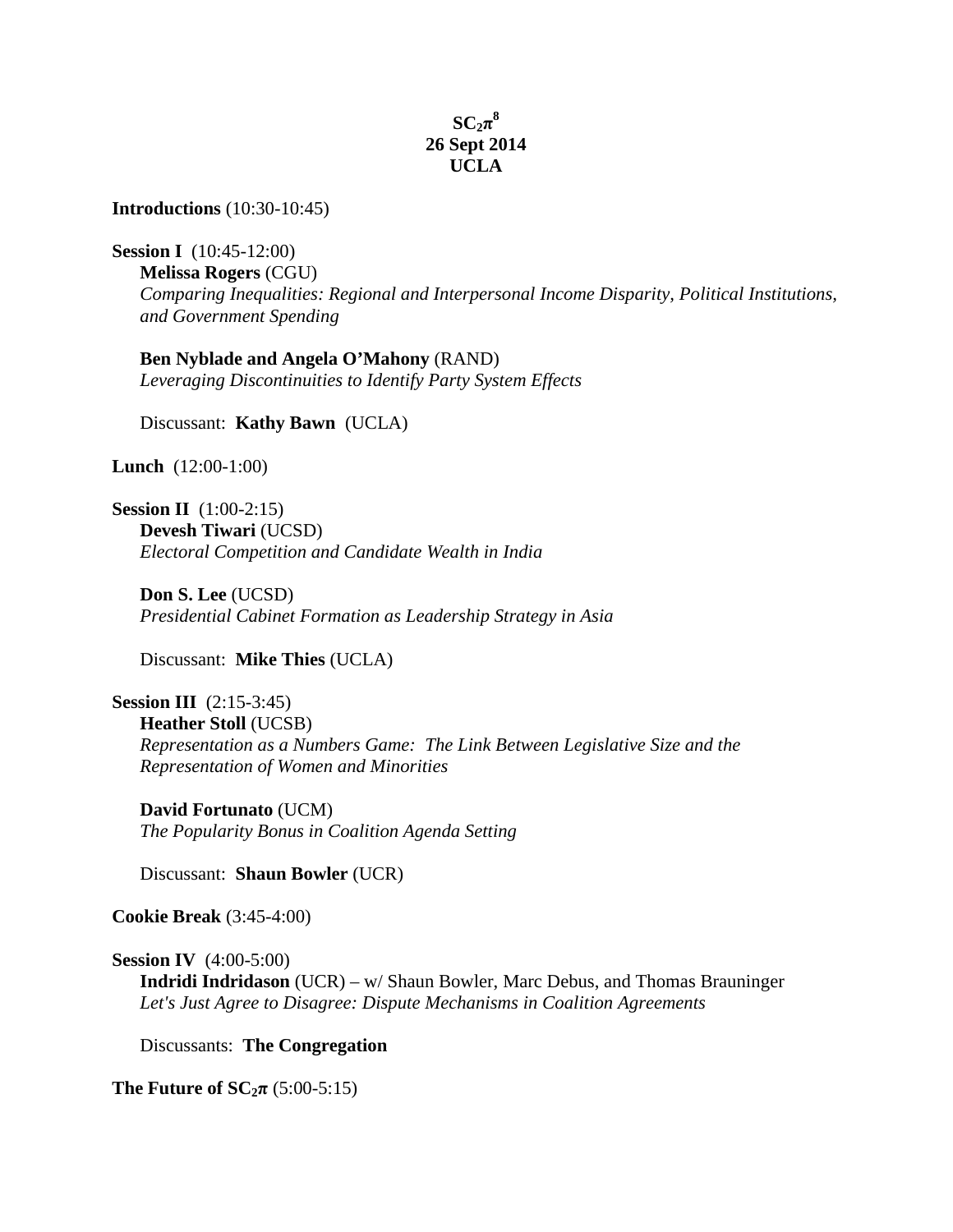# $SC_2\pi^8$
## 26 Sept 2014
## UCLA

**Introductions** (10:30-10:45)

**Session I** (10:45-12:00)

**Melissa Rogers** (CGU)
*Comparing Inequalities: Regional and Interpersonal Income Disparity, Political Institutions, and Government Spending*

**Ben Nyblade and Angela O'Mahony** (RAND)
*Leveraging Discontinuities to Identify Party System Effects*

Discussant: **Kathy Bawn** (UCLA)

**Lunch** (12:00-1:00)

**Session II** (1:00-2:15)

**Devesh Tiwari** (UCSD)
*Electoral Competition and Candidate Wealth in India*

**Don S. Lee** (UCSD)
*Presidential Cabinet Formation as Leadership Strategy in Asia*

Discussant: **Mike Thies** (UCLA)

**Session III** (2:15-3:45)

**Heather Stoll** (UCSB)
*Representation as a Numbers Game: The Link Between Legislative Size and the Representation of Women and Minorities*

**David Fortunato** (UCM)
*The Popularity Bonus in Coalition Agenda Setting*

Discussant: **Shaun Bowler** (UCR)

**Cookie Break** (3:45-4:00)

**Session IV** (4:00-5:00)

**Indridi Indridason** (UCR) – w/ Shaun Bowler, Marc Debus, and Thomas Brauninger
*Let's Just Agree to Disagree: Dispute Mechanisms in Coalition Agreements*

Discussants: **The Congregation**

**The Future of $SC_2\pi$** (5:00-5:15)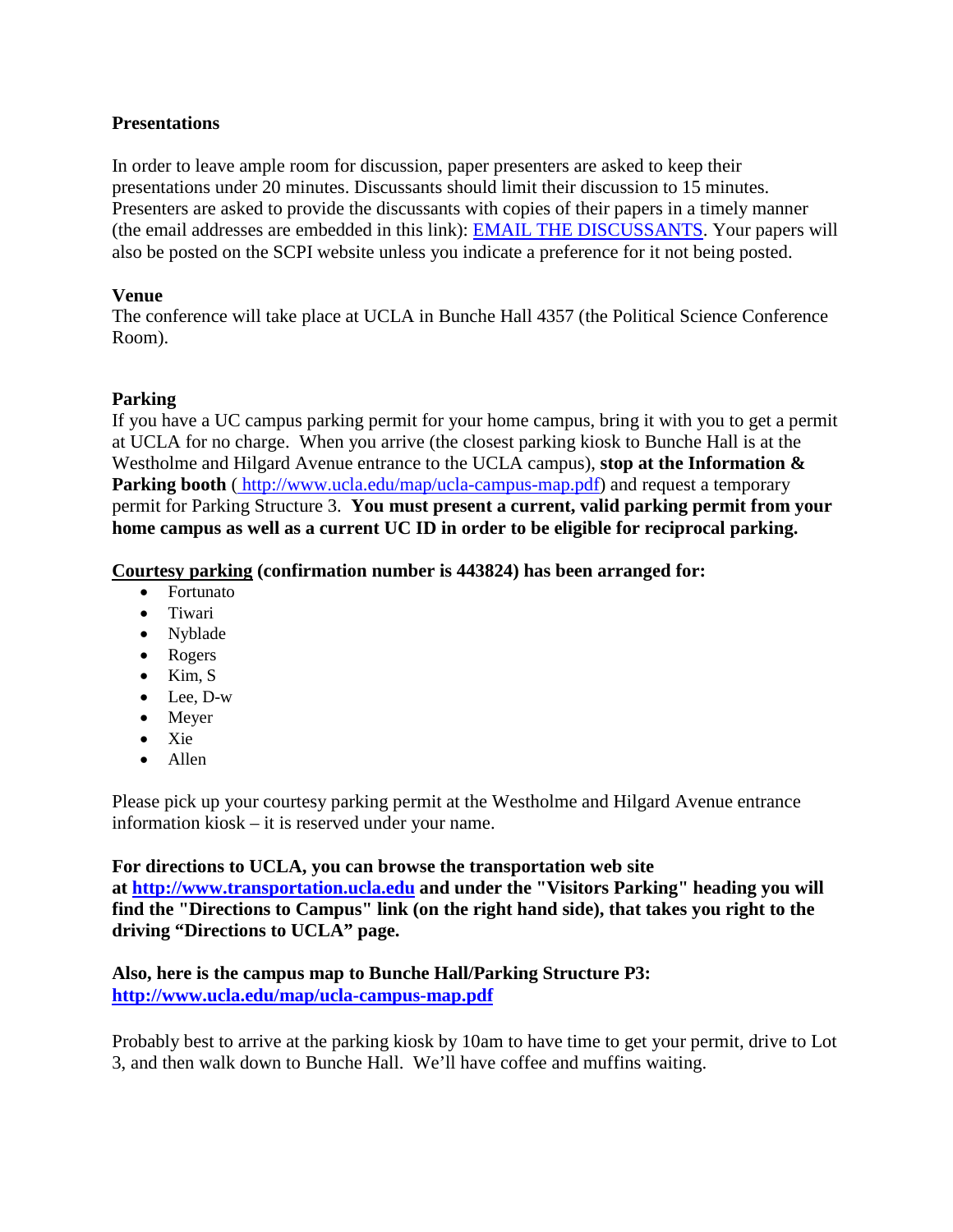**Presentations**

In order to leave ample room for discussion, paper presenters are asked to keep their presentations under 20 minutes. Discussants should limit their discussion to 15 minutes. Presenters are asked to provide the discussants with copies of their papers in a timely manner (the email addresses are embedded in this link): [EMAIL THE DISCUSSANTS](). Your papers will also be posted on the SCPI website unless you indicate a preference for it not being posted.

**Venue**

The conference will take place at UCLA in Bunche Hall 4357 (the Political Science Conference Room).

**Parking**

If you have a UC campus parking permit for your home campus, bring it with you to get a permit at UCLA for no charge. When you arrive (the closest parking kiosk to Bunche Hall is at the Westholme and Hilgard Avenue entrance to the UCLA campus), **stop at the Information & Parking booth** ( [http://www.ucla.edu/map/ucla-campus-map.pdf](http://www.ucla.edu/map/ucla-campus-map.pdf)) and request a temporary permit for Parking Structure 3. **You must present a current, valid parking permit from your home campus as well as a current UC ID in order to be eligible for reciprocal parking.**

**<u>Courtesy parking</u> (confirmation number is 443824) has been arranged for:**

- Fortunato
- Tiwari
- Nyblade
- Rogers
- Kim, S
- Lee, D-w
- Meyer
- Xie
- Allen

Please pick up your courtesy parking permit at the Westholme and Hilgard Avenue entrance information kiosk – it is reserved under your name.

**For directions to UCLA, you can browse the transportation web site at [http://www.transportation.ucla.edu](http://www.transportation.ucla.edu) and under the "Visitors Parking" heading you will find the "Directions to Campus" link (on the right hand side), that takes you right to the driving "Directions to UCLA" page.**

**Also, here is the campus map to Bunche Hall/Parking Structure P3: [http://www.ucla.edu/map/ucla-campus-map.pdf](http://www.ucla.edu/map/ucla-campus-map.pdf)**

Probably best to arrive at the parking kiosk by 10am to have time to get your permit, drive to Lot 3, and then walk down to Bunche Hall. We'll have coffee and muffins waiting.